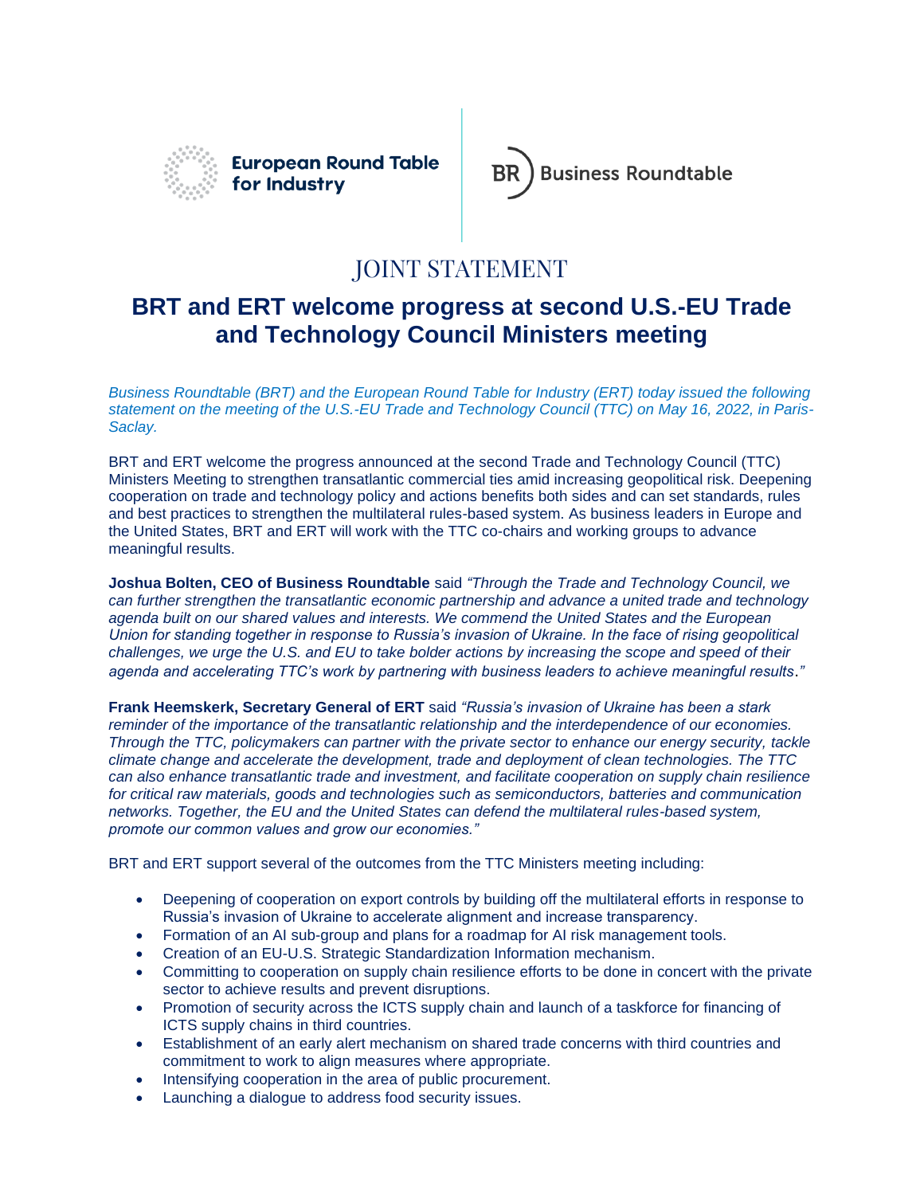European Round Table for Industry

Business Roundtable

JOINT STATEMENT

# BRT and ERT welcome progress at second U.S.-EU Trade and Technology Council Ministers meeting

*Business Roundtable (BRT) and the European Round Table for Industry (ERT) today issued the following statement on the meeting of the U.S.-EU Trade and Technology Council (TTC) on May 16, 2022, in Paris-Saclay.*

BRT and ERT welcome the progress announced at the second Trade and Technology Council (TTC) Ministers Meeting to strengthen transatlantic commercial ties amid increasing geopolitical risk. Deepening cooperation on trade and technology policy and actions benefits both sides and can set standards, rules and best practices to strengthen the multilateral rules-based system. As business leaders in Europe and the United States, BRT and ERT will work with the TTC co-chairs and working groups to advance meaningful results.

**Joshua Bolten, CEO of Business Roundtable** said *"Through the Trade and Technology Council, we can further strengthen the transatlantic economic partnership and advance a united trade and technology agenda built on our shared values and interests. We commend the United States and the European Union for standing together in response to Russia's invasion of Ukraine. In the face of rising geopolitical challenges, we urge the U.S. and EU to take bolder actions by increasing the scope and speed of their agenda and accelerating TTC's work by partnering with business leaders to achieve meaningful results."*

**Frank Heemskerk, Secretary General of ERT** said *"Russia's invasion of Ukraine has been a stark reminder of the importance of the transatlantic relationship and the interdependence of our economies. Through the TTC, policymakers can partner with the private sector to enhance our energy security, tackle climate change and accelerate the development, trade and deployment of clean technologies. The TTC can also enhance transatlantic trade and investment, and facilitate cooperation on supply chain resilience for critical raw materials, goods and technologies such as semiconductors, batteries and communication networks. Together, the EU and the United States can defend the multilateral rules-based system, promote our common values and grow our economies."*

BRT and ERT support several of the outcomes from the TTC Ministers meeting including:

- Deepening of cooperation on export controls by building off the multilateral efforts in response to Russia's invasion of Ukraine to accelerate alignment and increase transparency.
- Formation of an AI sub-group and plans for a roadmap for AI risk management tools.
- Creation of an EU-U.S. Strategic Standardization Information mechanism.
- Committing to cooperation on supply chain resilience efforts to be done in concert with the private sector to achieve results and prevent disruptions.
- Promotion of security across the ICTS supply chain and launch of a taskforce for financing of ICTS supply chains in third countries.
- Establishment of an early alert mechanism on shared trade concerns with third countries and commitment to work to align measures where appropriate.
- Intensifying cooperation in the area of public procurement.
- Launching a dialogue to address food security issues.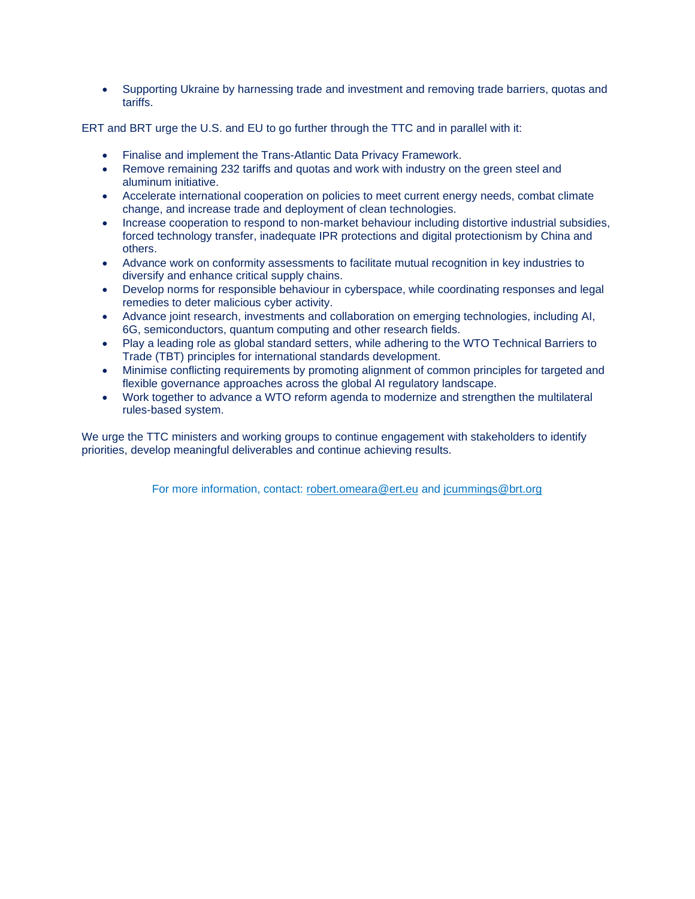- Supporting Ukraine by harnessing trade and investment and removing trade barriers, quotas and tariffs.

ERT and BRT urge the U.S. and EU to go further through the TTC and in parallel with it:

- Finalise and implement the Trans-Atlantic Data Privacy Framework.
- Remove remaining 232 tariffs and quotas and work with industry on the green steel and aluminum initiative.
- Accelerate international cooperation on policies to meet current energy needs, combat climate change, and increase trade and deployment of clean technologies.
- Increase cooperation to respond to non-market behaviour including distortive industrial subsidies, forced technology transfer, inadequate IPR protections and digital protectionism by China and others.
- Advance work on conformity assessments to facilitate mutual recognition in key industries to diversify and enhance critical supply chains.
- Develop norms for responsible behaviour in cyberspace, while coordinating responses and legal remedies to deter malicious cyber activity.
- Advance joint research, investments and collaboration on emerging technologies, including AI, 6G, semiconductors, quantum computing and other research fields.
- Play a leading role as global standard setters, while adhering to the WTO Technical Barriers to Trade (TBT) principles for international standards development.
- Minimise conflicting requirements by promoting alignment of common principles for targeted and flexible governance approaches across the global AI regulatory landscape.
- Work together to advance a WTO reform agenda to modernize and strengthen the multilateral rules-based system.

We urge the TTC ministers and working groups to continue engagement with stakeholders to identify priorities, develop meaningful deliverables and continue achieving results.

For more information, contact: robert.omeara@ert.eu and jcummings@brt.org